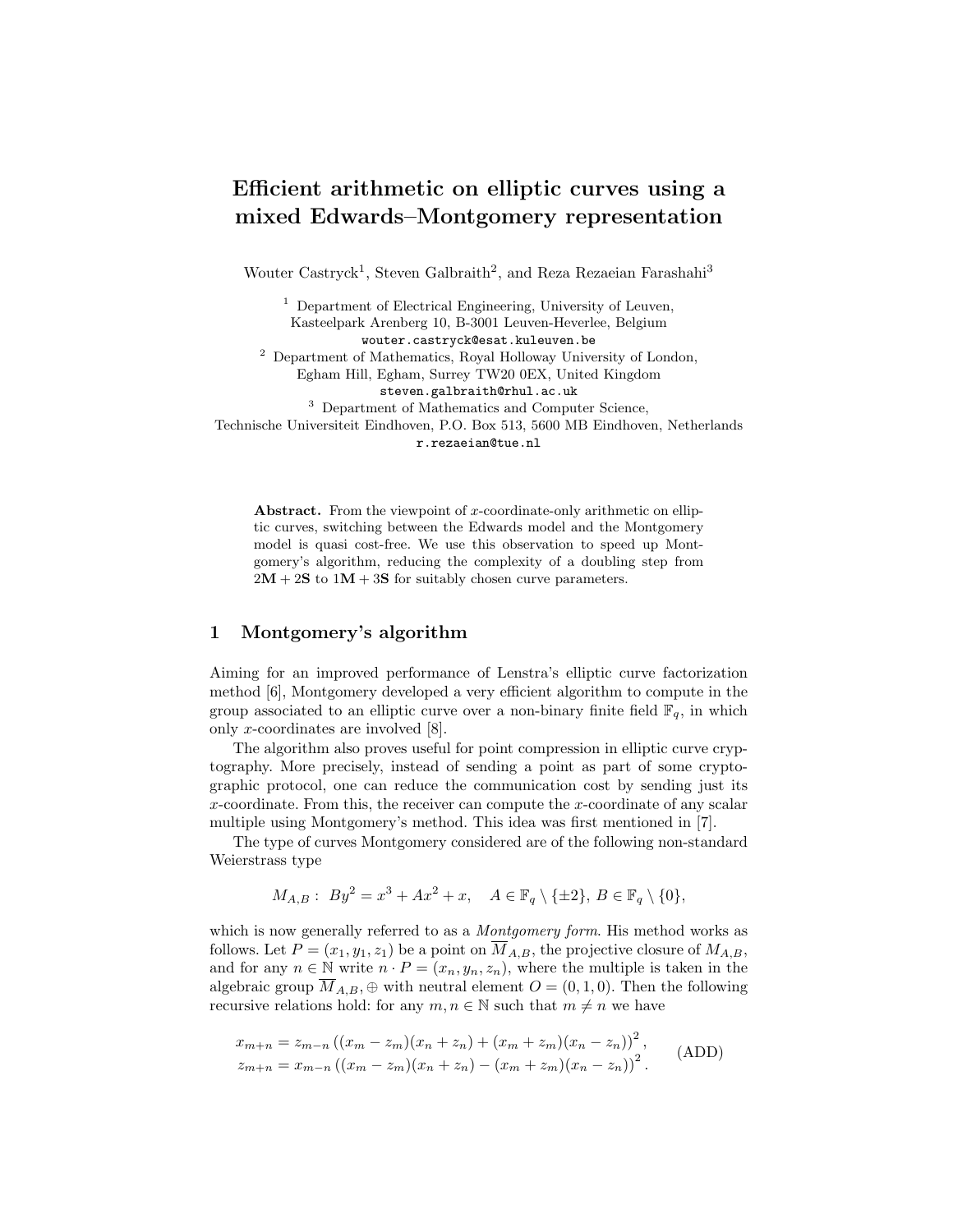# Efficient arithmetic on elliptic curves using a mixed Edwards–Montgomery representation

Wouter Castryck[1], Steven Galbraith[2], and Reza Rezaeian Farashahi[3]

[1] Department of Electrical Engineering, University of Leuven, Kasteelpark Arenberg 10, B-3001 Leuven-Heverlee, Belgium
wouter.castryck@esat.kuleuven.be

[2] Department of Mathematics, Royal Holloway University of London, Egham Hill, Egham, Surrey TW20 0EX, United Kingdom
steven.galbraith@rhul.ac.uk

[3] Department of Mathematics and Computer Science, Technische Universiteit Eindhoven, P.O. Box 513, 5600 MB Eindhoven, Netherlands
r.rezaeian@tue.nl

**Abstract.** From the viewpoint of $x$-coordinate-only arithmetic on elliptic curves, switching between the Edwards model and the Montgomery model is quasi cost-free. We use this observation to speed up Montgomery's algorithm, reducing the complexity of a doubling step from $2\mathbf{M} + 2\mathbf{S}$ to $1\mathbf{M} + 3\mathbf{S}$ for suitably chosen curve parameters.

## 1 Montgomery's algorithm

Aiming for an improved performance of Lenstra's elliptic curve factorization method [6], Montgomery developed a very efficient algorithm to compute in the group associated to an elliptic curve over a non-binary finite field $\mathbb{F}_q$, in which only $x$-coordinates are involved [8].

The algorithm also proves useful for point compression in elliptic curve cryptography. More precisely, instead of sending a point as part of some cryptographic protocol, one can reduce the communication cost by sending just its $x$-coordinate. From this, the receiver can compute the $x$-coordinate of any scalar multiple using Montgomery's method. This idea was first mentioned in [7].

The type of curves Montgomery considered are of the following non-standard Weierstrass type

$$M_{A,B}: \; By^2 = x^3 + Ax^2 + x, \quad A \in \mathbb{F}_q \setminus \{\pm 2\}, \; B \in \mathbb{F}_q \setminus \{0\},$$

which is now generally referred to as a *Montgomery form*. His method works as follows. Let $P = (x_1, y_1, z_1)$ be a point on $\overline{M}_{A,B}$, the projective closure of $M_{A,B}$, and for any $n \in \mathbb{N}$ write $n \cdot P = (x_n, y_n, z_n)$, where the multiple is taken in the algebraic group $\overline{M}_{A,B}, \oplus$ with neutral element $O = (0, 1, 0)$. Then the following recursive relations hold: for any $m, n \in \mathbb{N}$ such that $m \neq n$ we have

$$\begin{aligned} x_{m+n} &= z_{m-n} \left( (x_m - z_m)(x_n + z_n) + (x_m + z_m)(x_n - z_n) \right)^2, \\ z_{m+n} &= x_{m-n} \left( (x_m - z_m)(x_n + z_n) - (x_m + z_m)(x_n - z_n) \right)^2. \end{aligned} \quad \text{(ADD)}$$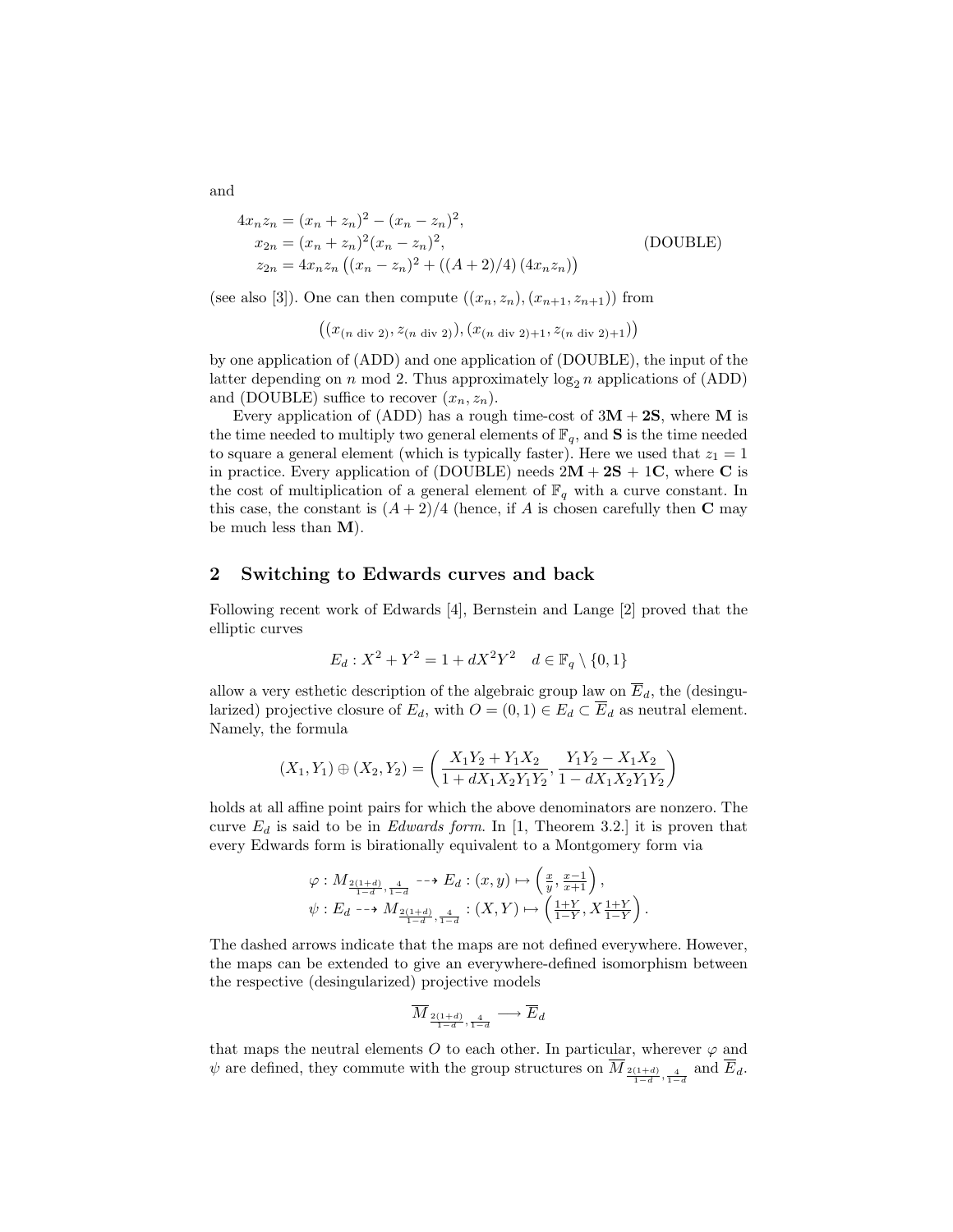and

$$
\begin{aligned}
4x_n z_n &= (x_n + z_n)^2 - (x_n - z_n)^2, \\
x_{2n} &= (x_n + z_n)^2 (x_n - z_n)^2, \qquad \text{(DOUBLE)} \\
z_{2n} &= 4x_n z_n \left( (x_n - z_n)^2 + ((A+2)/4)\,(4x_n z_n) \right)
\end{aligned}
$$

(see also [3]). One can then compute $((x_n, z_n), (x_{n+1}, z_{n+1}))$ from

$$
\left( (x_{(n \text{ div } 2)}, z_{(n \text{ div } 2)}), (x_{(n \text{ div } 2)+1}, z_{(n \text{ div } 2)+1}) \right)
$$

by one application of (ADD) and one application of (DOUBLE), the input of the latter depending on $n \bmod 2$. Thus approximately $\log_2 n$ applications of (ADD) and (DOUBLE) suffice to recover $(x_n, z_n)$.

Every application of (ADD) has a rough time-cost of $3\mathbf{M} + 2\mathbf{S}$, where $\mathbf{M}$ is the time needed to multiply two general elements of $\mathbb{F}_q$, and $\mathbf{S}$ is the time needed to square a general element (which is typically faster). Here we used that $z_1 = 1$ in practice. Every application of (DOUBLE) needs $2\mathbf{M} + 2\mathbf{S} + 1\mathbf{C}$, where $\mathbf{C}$ is the cost of multiplication of a general element of $\mathbb{F}_q$ with a curve constant. In this case, the constant is $(A+2)/4$ (hence, if $A$ is chosen carefully then $\mathbf{C}$ may be much less than $\mathbf{M}$).

## 2 Switching to Edwards curves and back

Following recent work of Edwards [4], Bernstein and Lange [2] proved that the elliptic curves

$$
E_d : X^2 + Y^2 = 1 + dX^2Y^2 \quad d \in \mathbb{F}_q \setminus \{0, 1\}
$$

allow a very esthetic description of the algebraic group law on $\overline{E}_d$, the (desingularized) projective closure of $E_d$, with $O = (0, 1) \in E_d \subset \overline{E}_d$ as neutral element. Namely, the formula

$$
(X_1, Y_1) \oplus (X_2, Y_2) = \left( \frac{X_1Y_2 + Y_1X_2}{1 + dX_1X_2Y_1Y_2}, \frac{Y_1Y_2 - X_1X_2}{1 - dX_1X_2Y_1Y_2} \right)
$$

holds at all affine point pairs for which the above denominators are nonzero. The curve $E_d$ is said to be in *Edwards form*. In [1, Theorem 3.2.] it is proven that every Edwards form is birationally equivalent to a Montgomery form via

$$
\begin{aligned}
\varphi &: M_{\frac{2(1+d)}{1-d}, \frac{4}{1-d}} \dashrightarrow E_d : (x, y) \mapsto \left( \tfrac{x}{y}, \tfrac{x-1}{x+1} \right), \\
\psi &: E_d \dashrightarrow M_{\frac{2(1+d)}{1-d}, \frac{4}{1-d}} : (X, Y) \mapsto \left( \tfrac{1+Y}{1-Y}, X \tfrac{1+Y}{1-Y} \right).
\end{aligned}
$$

The dashed arrows indicate that the maps are not defined everywhere. However, the maps can be extended to give an everywhere-defined isomorphism between the respective (desingularized) projective models

$$
\overline{M}_{\frac{2(1+d)}{1-d}, \frac{4}{1-d}} \longrightarrow \overline{E}_d
$$

that maps the neutral elements $O$ to each other. In particular, wherever $\varphi$ and $\psi$ are defined, they commute with the group structures on $\overline{M}_{\frac{2(1+d)}{1-d}, \frac{4}{1-d}}$ and $\overline{E}_d$.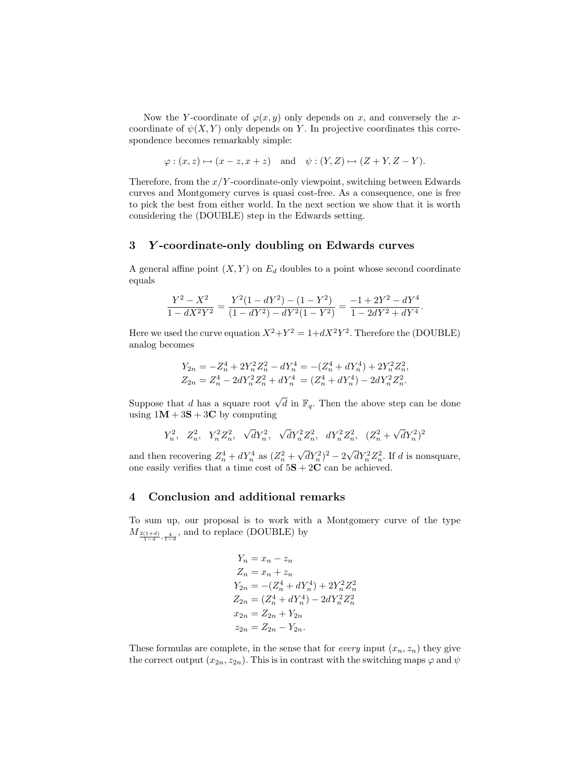Now the $Y$-coordinate of $\varphi(x, y)$ only depends on $x$, and conversely the $x$-coordinate of $\psi(X, Y)$ only depends on $Y$. In projective coordinates this correspondence becomes remarkably simple:

$$\varphi : (x, z) \mapsto (x - z, x + z) \quad \text{and} \quad \psi : (Y, Z) \mapsto (Z + Y, Z - Y).$$

Therefore, from the $x/Y$-coordinate-only viewpoint, switching between Edwards curves and Montgomery curves is quasi cost-free. As a consequence, one is free to pick the best from either world. In the next section we show that it is worth considering the (DOUBLE) step in the Edwards setting.

## 3 $Y$-coordinate-only doubling on Edwards curves

A general affine point $(X, Y)$ on $E_d$ doubles to a point whose second coordinate equals

$$\frac{Y^2 - X^2}{1 - dX^2Y^2} = \frac{Y^2(1 - dY^2) - (1 - Y^2)}{(1 - dY^2) - dY^2(1 - Y^2)} = \frac{-1 + 2Y^2 - dY^4}{1 - 2dY^2 + dY^4}.$$

Here we used the curve equation $X^2 + Y^2 = 1 + dX^2Y^2$. Therefore the (DOUBLE) analog becomes

$$\begin{aligned} Y_{2n} &= -Z_n^4 + 2Y_n^2Z_n^2 - dY_n^4 = -(Z_n^4 + dY_n^4) + 2Y_n^2Z_n^2, \\ Z_{2n} &= Z_n^4 - 2dY_n^2Z_n^2 + dY_n^4 \ = (Z_n^4 + dY_n^4) - 2dY_n^2Z_n^2. \end{aligned}$$

Suppose that $d$ has a square root $\sqrt{d}$ in $\mathbb{F}_q$. Then the above step can be done using $1\mathbf{M} + 3\mathbf{S} + 3\mathbf{C}$ by computing

$$Y_n^2, \quad Z_n^2, \quad Y_n^2Z_n^2, \quad \sqrt{d}Y_n^2, \quad \sqrt{d}Y_n^2Z_n^2, \quad dY_n^2Z_n^2, \quad (Z_n^2 + \sqrt{d}Y_n^2)^2$$

and then recovering $Z_n^4 + dY_n^4$ as $(Z_n^2 + \sqrt{d}Y_n^2)^2 - 2\sqrt{d}Y_n^2Z_n^2$. If $d$ is nonsquare, one easily verifies that a time cost of $5\mathbf{S} + 2\mathbf{C}$ can be achieved.

## 4 Conclusion and additional remarks

To sum up, our proposal is to work with a Montgomery curve of the type $M_{\frac{2(1+d)}{1-d}, \frac{4}{1-d}}$, and to replace (DOUBLE) by

$$\begin{aligned} Y_n &= x_n - z_n \\ Z_n &= x_n + z_n \\ Y_{2n} &= -(Z_n^4 + dY_n^4) + 2Y_n^2Z_n^2 \\ Z_{2n} &= (Z_n^4 + dY_n^4) - 2dY_n^2Z_n^2 \\ x_{2n} &= Z_{2n} + Y_{2n} \\ z_{2n} &= Z_{2n} - Y_{2n}. \end{aligned}$$

These formulas are complete, in the sense that for *every* input $(x_n, z_n)$ they give the correct output $(x_{2n}, z_{2n})$. This is in contrast with the switching maps $\varphi$ and $\psi$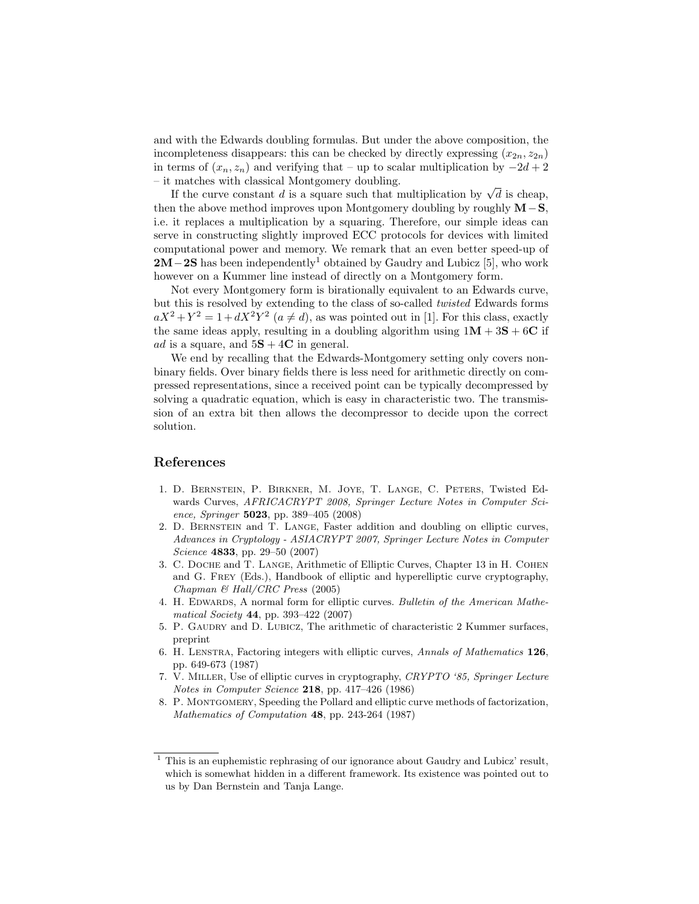and with the Edwards doubling formulas. But under the above composition, the incompleteness disappears: this can be checked by directly expressing $(x_{2n}, z_{2n})$ in terms of $(x_n, z_n)$ and verifying that – up to scalar multiplication by $-2d + 2$ – it matches with classical Montgomery doubling.

If the curve constant $d$ is a square such that multiplication by $\sqrt{d}$ is cheap, then the above method improves upon Montgomery doubling by roughly $\mathbf{M} - \mathbf{S}$, i.e. it replaces a multiplication by a squaring. Therefore, our simple ideas can serve in constructing slightly improved ECC protocols for devices with limited computational power and memory. We remark that an even better speed-up of $\mathbf{2M} - \mathbf{2S}$ has been independently[1] obtained by Gaudry and Lubicz [5], who work however on a Kummer line instead of directly on a Montgomery form.

Not every Montgomery form is birationally equivalent to an Edwards curve, but this is resolved by extending to the class of so-called *twisted* Edwards forms $aX^2 + Y^2 = 1 + dX^2Y^2$ ($a \neq d$), as was pointed out in [1]. For this class, exactly the same ideas apply, resulting in a doubling algorithm using $1\mathbf{M} + 3\mathbf{S} + 6\mathbf{C}$ if $ad$ is a square, and $5\mathbf{S} + 4\mathbf{C}$ in general.

We end by recalling that the Edwards-Montgomery setting only covers non-binary fields. Over binary fields there is less need for arithmetic directly on compressed representations, since a received point can be typically decompressed by solving a quadratic equation, which is easy in characteristic two. The transmission of an extra bit then allows the decompressor to decide upon the correct solution.

## References

1. D. Bernstein, P. Birkner, M. Joye, T. Lange, C. Peters, Twisted Edwards Curves, *AFRICACRYPT 2008, Springer Lecture Notes in Computer Science, Springer* **5023**, pp. 389–405 (2008)
2. D. Bernstein and T. Lange, Faster addition and doubling on elliptic curves, *Advances in Cryptology - ASIACRYPT 2007, Springer Lecture Notes in Computer Science* **4833**, pp. 29–50 (2007)
3. C. Doche and T. Lange, Arithmetic of Elliptic Curves, Chapter 13 in H. Cohen and G. Frey (Eds.), Handbook of elliptic and hyperelliptic curve cryptography, *Chapman & Hall/CRC Press* (2005)
4. H. Edwards, A normal form for elliptic curves. *Bulletin of the American Mathematical Society* **44**, pp. 393–422 (2007)
5. P. Gaudry and D. Lubicz, The arithmetic of characteristic 2 Kummer surfaces, preprint
6. H. Lenstra, Factoring integers with elliptic curves, *Annals of Mathematics* **126**, pp. 649-673 (1987)
7. V. Miller, Use of elliptic curves in cryptography, *CRYPTO '85, Springer Lecture Notes in Computer Science* **218**, pp. 417–426 (1986)
8. P. Montgomery, Speeding the Pollard and elliptic curve methods of factorization, *Mathematics of Computation* **48**, pp. 243-264 (1987)

[1] This is an euphemistic rephrasing of our ignorance about Gaudry and Lubicz' result, which is somewhat hidden in a different framework. Its existence was pointed out to us by Dan Bernstein and Tanja Lange.